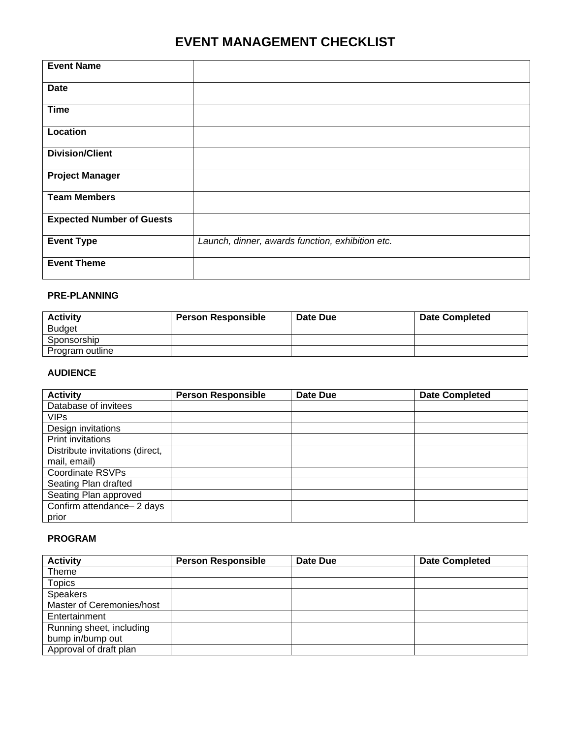# EVENT MANAGEMENT CHECKLIST

| | |
|---|---|
| **Event Name** | |
| **Date** | |
| **Time** | |
| **Location** | |
| **Division/Client** | |
| **Project Manager** | |
| **Team Members** | |
| **Expected Number of Guests** | |
| **Event Type** | *Launch, dinner, awards function, exhibition etc.* |
| **Event Theme** | |

**PRE-PLANNING**

| Activity | Person Responsible | Date Due | Date Completed |
|---|---|---|---|
| Budget | | | |
| Sponsorship | | | |
| Program outline | | | |

**AUDIENCE**

| Activity | Person Responsible | Date Due | Date Completed |
|---|---|---|---|
| Database of invitees | | | |
| VIPs | | | |
| Design invitations | | | |
| Print invitations | | | |
| Distribute invitations (direct, mail, email) | | | |
| Coordinate RSVPs | | | |
| Seating Plan drafted | | | |
| Seating Plan approved | | | |
| Confirm attendance– 2 days prior | | | |

**PROGRAM**

| Activity | Person Responsible | Date Due | Date Completed |
|---|---|---|---|
| Theme | | | |
| Topics | | | |
| Speakers | | | |
| Master of Ceremonies/host | | | |
| Entertainment | | | |
| Running sheet, including bump in/bump out | | | |
| Approval of draft plan | | | |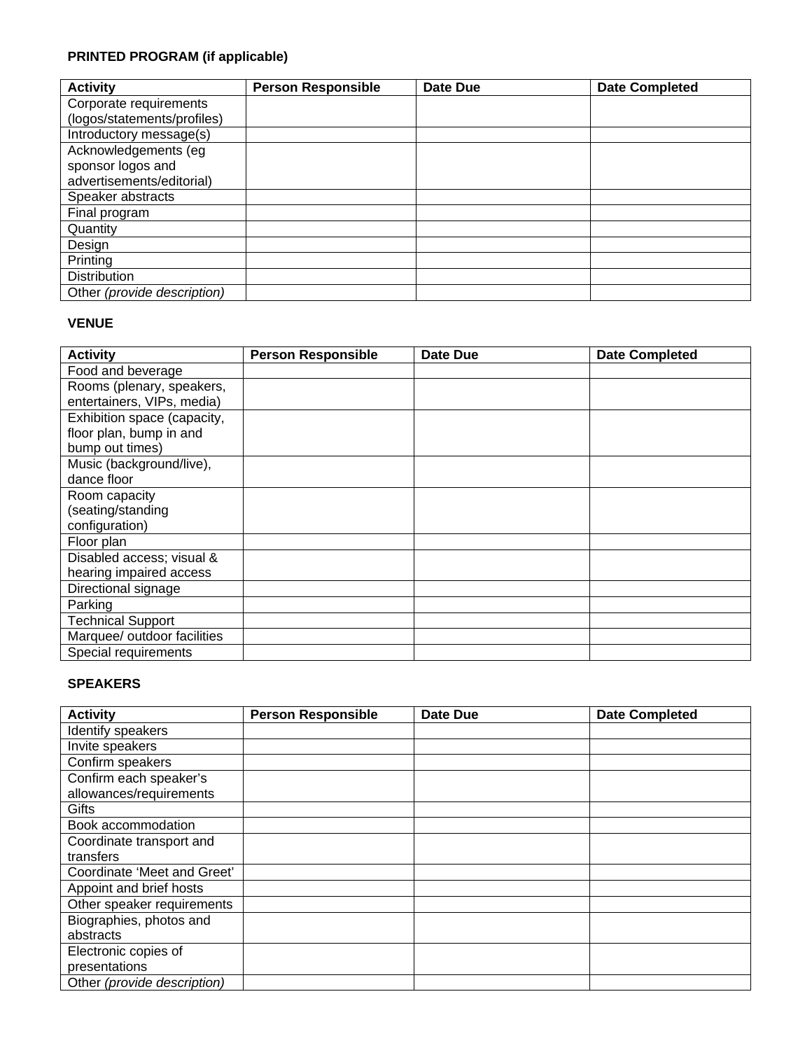**PRINTED PROGRAM (if applicable)**

| Activity | Person Responsible | Date Due | Date Completed |
| --- | --- | --- | --- |
| Corporate requirements (logos/statements/profiles) | | | |
| Introductory message(s) | | | |
| Acknowledgements (eg sponsor logos and advertisements/editorial) | | | |
| Speaker abstracts | | | |
| Final program | | | |
| Quantity | | | |
| Design | | | |
| Printing | | | |
| Distribution | | | |
| Other *(provide description)* | | | |

**VENUE**

| Activity | Person Responsible | Date Due | Date Completed |
| --- | --- | --- | --- |
| Food and beverage | | | |
| Rooms (plenary, speakers, entertainers, VIPs, media) | | | |
| Exhibition space (capacity, floor plan, bump in and bump out times) | | | |
| Music (background/live), dance floor | | | |
| Room capacity (seating/standing configuration) | | | |
| Floor plan | | | |
| Disabled access; visual & hearing impaired access | | | |
| Directional signage | | | |
| Parking | | | |
| Technical Support | | | |
| Marquee/ outdoor facilities | | | |
| Special requirements | | | |

**SPEAKERS**

| Activity | Person Responsible | Date Due | Date Completed |
| --- | --- | --- | --- |
| Identify speakers | | | |
| Invite speakers | | | |
| Confirm speakers | | | |
| Confirm each speaker's allowances/requirements | | | |
| Gifts | | | |
| Book accommodation | | | |
| Coordinate transport and transfers | | | |
| Coordinate 'Meet and Greet' | | | |
| Appoint and brief hosts | | | |
| Other speaker requirements | | | |
| Biographies, photos and abstracts | | | |
| Electronic copies of presentations | | | |
| Other *(provide description)* | | | |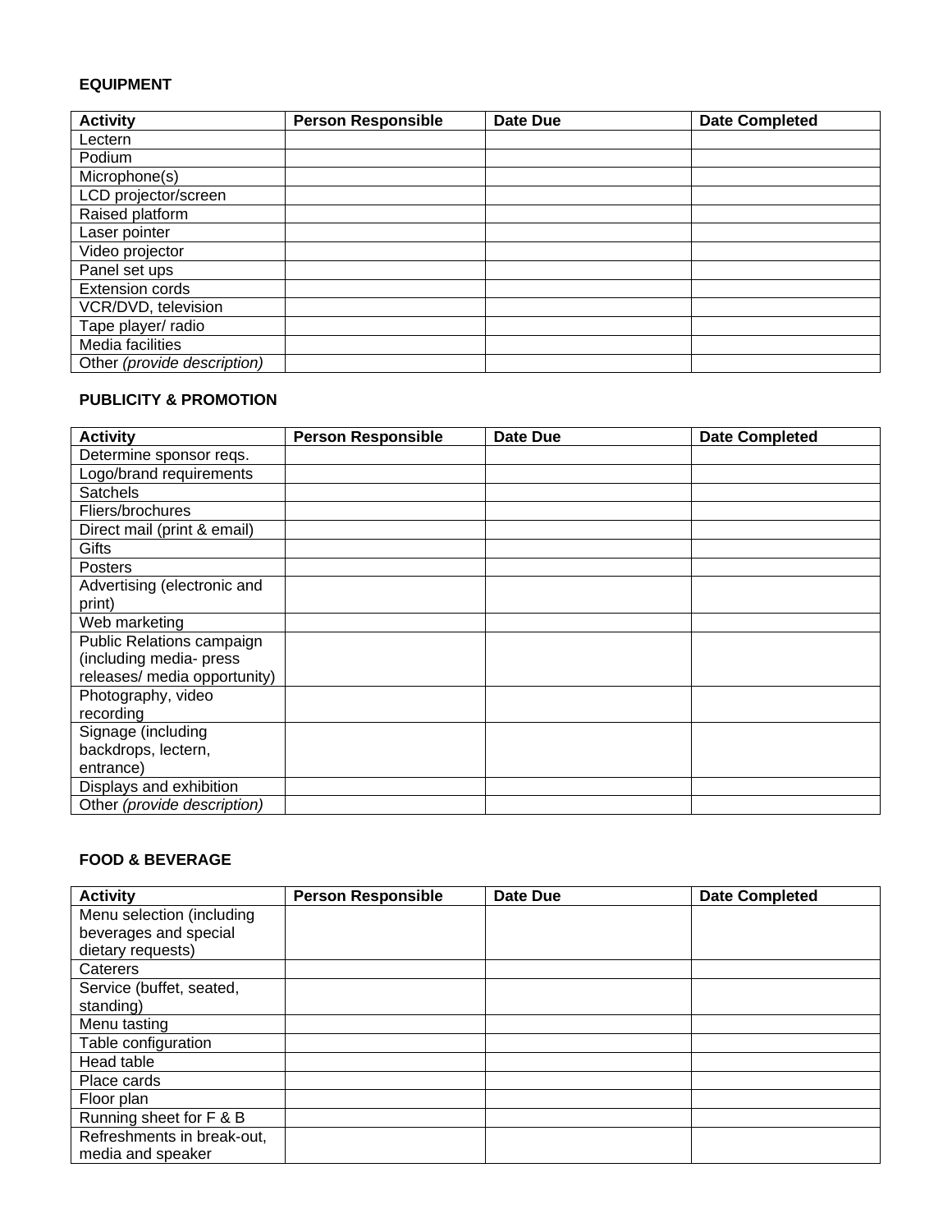**EQUIPMENT**

| Activity | Person Responsible | Date Due | Date Completed |
|---|---|---|---|
| Lectern | | | |
| Podium | | | |
| Microphone(s) | | | |
| LCD projector/screen | | | |
| Raised platform | | | |
| Laser pointer | | | |
| Video projector | | | |
| Panel set ups | | | |
| Extension cords | | | |
| VCR/DVD, television | | | |
| Tape player/ radio | | | |
| Media facilities | | | |
| Other *(provide description)* | | | |

**PUBLICITY & PROMOTION**

| Activity | Person Responsible | Date Due | Date Completed |
|---|---|---|---|
| Determine sponsor reqs. | | | |
| Logo/brand requirements | | | |
| Satchels | | | |
| Fliers/brochures | | | |
| Direct mail (print & email) | | | |
| Gifts | | | |
| Posters | | | |
| Advertising (electronic and print) | | | |
| Web marketing | | | |
| Public Relations campaign (including media- press releases/ media opportunity) | | | |
| Photography, video recording | | | |
| Signage (including backdrops, lectern, entrance) | | | |
| Displays and exhibition | | | |
| Other *(provide description)* | | | |

**FOOD & BEVERAGE**

| Activity | Person Responsible | Date Due | Date Completed |
|---|---|---|---|
| Menu selection (including beverages and special dietary requests) | | | |
| Caterers | | | |
| Service (buffet, seated, standing) | | | |
| Menu tasting | | | |
| Table configuration | | | |
| Head table | | | |
| Place cards | | | |
| Floor plan | | | |
| Running sheet for F & B | | | |
| Refreshments in break-out, media and speaker | | | |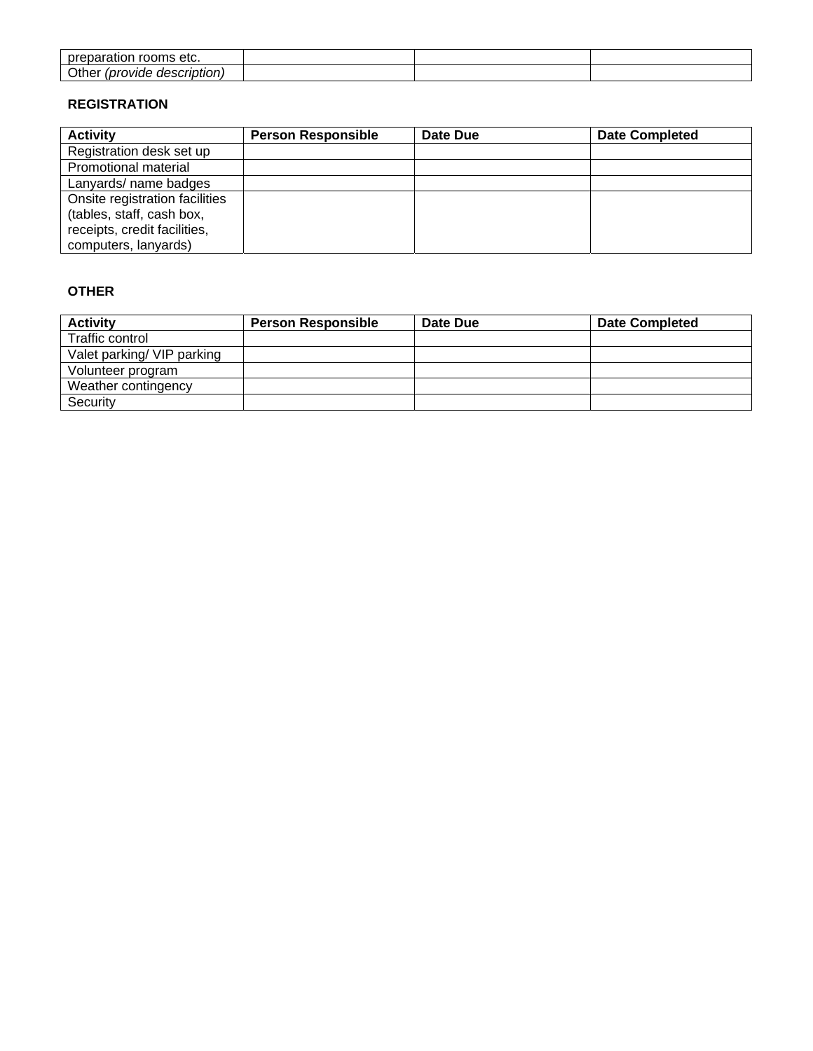| | | | |
|---|---|---|---|
| preparation rooms etc. | | | |
| Other *(provide description)* | | | |

**REGISTRATION**

| Activity | Person Responsible | Date Due | Date Completed |
|---|---|---|---|
| Registration desk set up | | | |
| Promotional material | | | |
| Lanyards/ name badges | | | |
| Onsite registration facilities (tables, staff, cash box, receipts, credit facilities, computers, lanyards) | | | |

**OTHER**

| Activity | Person Responsible | Date Due | Date Completed |
|---|---|---|---|
| Traffic control | | | |
| Valet parking/ VIP parking | | | |
| Volunteer program | | | |
| Weather contingency | | | |
| Security | | | |